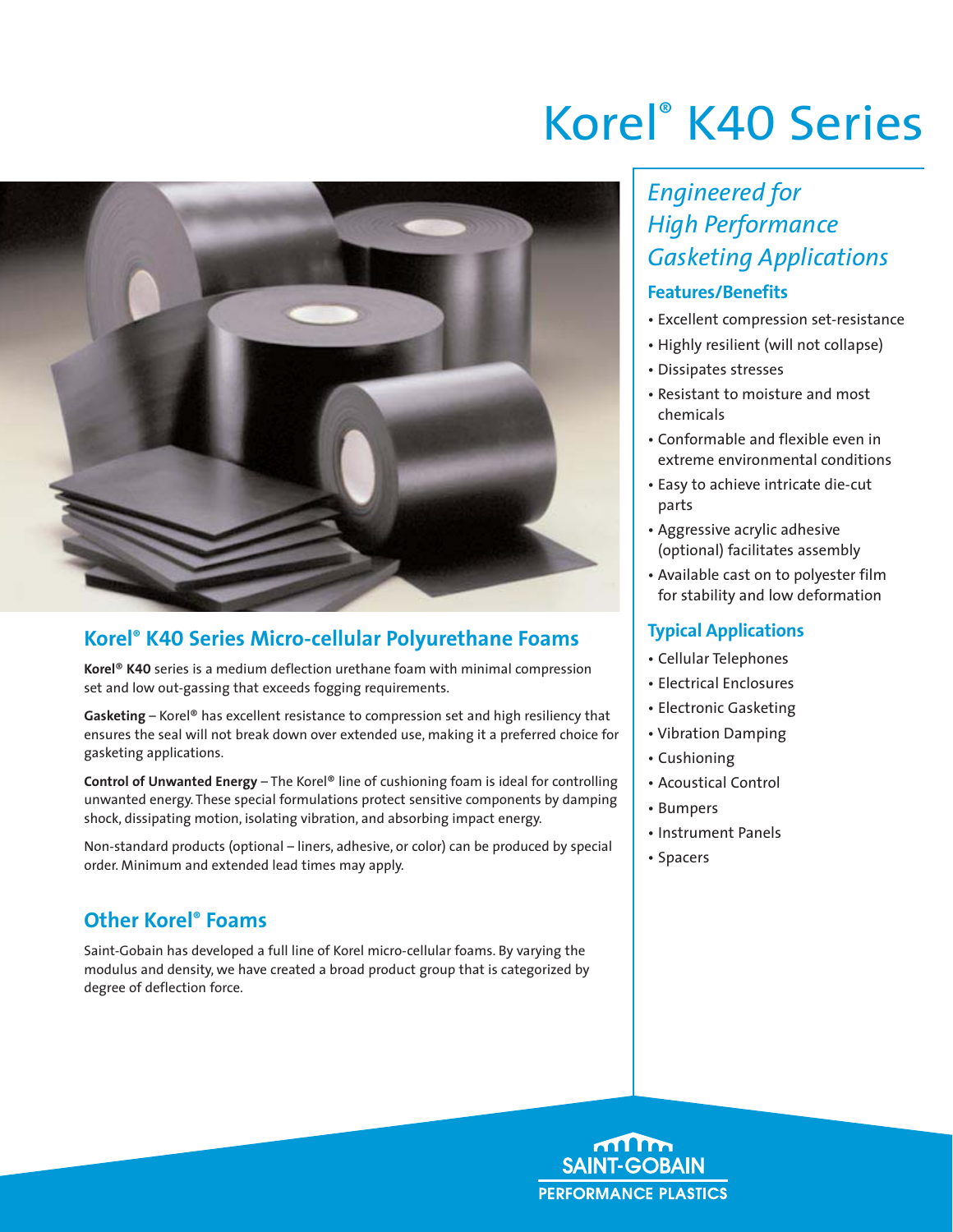# Korel® K40 Series

## Korel® K40 Series Micro-cellular Polyurethane Foams

**Korel® K40** series is a medium deflection urethane foam with minimal compression set and low out-gassing that exceeds fogging requirements.

**Gasketing** – Korel® has excellent resistance to compression set and high resiliency that ensures the seal will not break down over extended use, making it a preferred choice for gasketing applications.

**Control of Unwanted Energy** – The Korel® line of cushioning foam is ideal for controlling unwanted energy. These special formulations protect sensitive components by damping shock, dissipating motion, isolating vibration, and absorbing impact energy.

Non-standard products (optional – liners, adhesive, or color) can be produced by special order. Minimum and extended lead times may apply.

## Other Korel® Foams

Saint-Gobain has developed a full line of Korel micro-cellular foams. By varying the modulus and density, we have created a broad product group that is categorized by degree of deflection force.

*Engineered for High Performance Gasketing Applications*

### Features/Benefits

- Excellent compression set-resistance
- Highly resilient (will not collapse)
- Dissipates stresses
- Resistant to moisture and most chemicals
- Conformable and flexible even in extreme environmental conditions
- Easy to achieve intricate die-cut parts
- Aggressive acrylic adhesive (optional) facilitates assembly
- Available cast on to polyester film for stability and low deformation

### Typical Applications

- Cellular Telephones
- Electrical Enclosures
- Electronic Gasketing
- Vibration Damping
- Cushioning
- Acoustical Control
- Bumpers
- Instrument Panels
- Spacers

SAINT-GOBAIN PERFORMANCE PLASTICS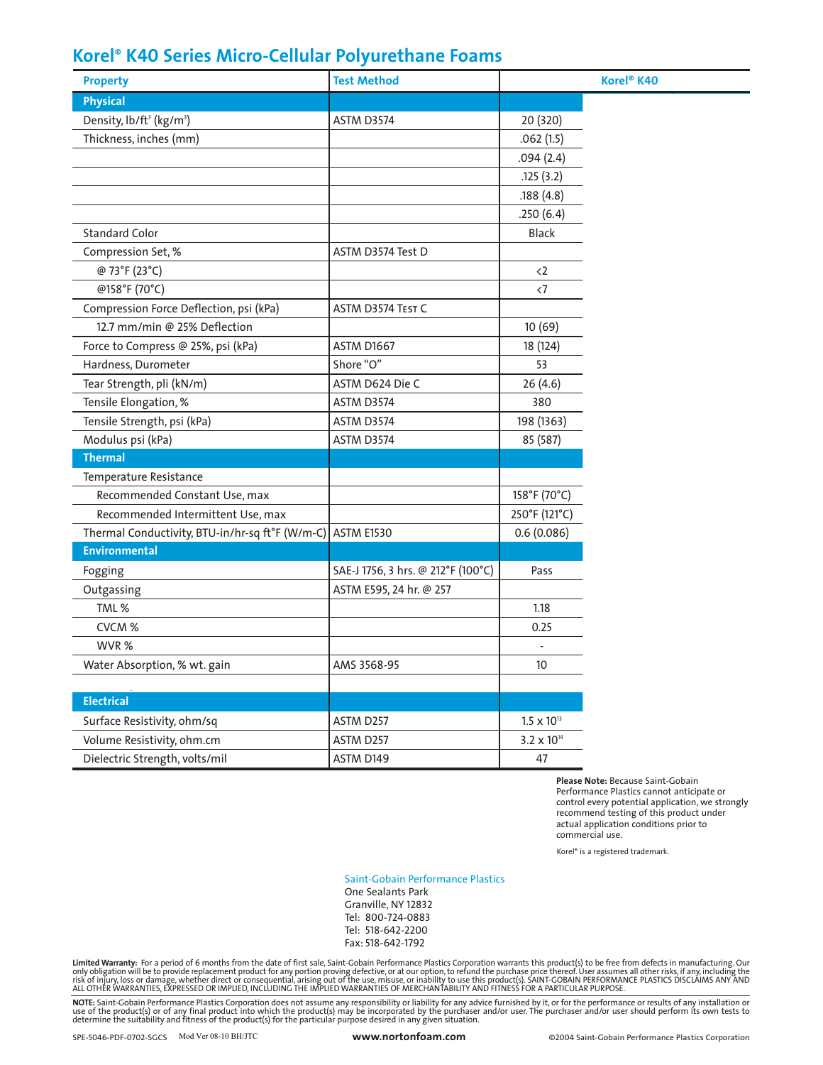# Korel® K40 Series Micro-Cellular Polyurethane Foams

| Property | Test Method | Korel® K40 |
|---|---|---|
| **Physical** | | |
| Density, lb/ft$^3$ (kg/m$^3$) | ASTM D3574 | 20 (320) |
| Thickness, inches (mm) | | .062 (1.5) |
| | | .094 (2.4) |
| | | .125 (3.2) |
| | | .188 (4.8) |
| | | .250 (6.4) |
| Standard Color | | Black |
| Compression Set, % | ASTM D3574 Test D | |
| @ 73°F (23°C) | | <2 |
| @158°F (70°C) | | <7 |
| Compression Force Deflection, psi (kPa) | ASTM D3574 Test C | |
| 12.7 mm/min @ 25% Deflection | | 10 (69) |
| Force to Compress @ 25%, psi (kPa) | ASTM D1667 | 18 (124) |
| Hardness, Durometer | Shore "O" | 53 |
| Tear Strength, pli (kN/m) | ASTM D624 Die C | 26 (4.6) |
| Tensile Elongation, % | ASTM D3574 | 380 |
| Tensile Strength, psi (kPa) | ASTM D3574 | 198 (1363) |
| Modulus psi (kPa) | ASTM D3574 | 85 (587) |
| **Thermal** | | |
| Temperature Resistance | | |
| Recommended Constant Use, max | | 158°F (70°C) |
| Recommended Intermittent Use, max | | 250°F (121°C) |
| Thermal Conductivity, BTU-in/hr-sq ft°F (W/m-C) | ASTM E1530 | 0.6 (0.086) |
| **Environmental** | | |
| Fogging | SAE-J 1756, 3 hrs. @ 212°F (100°C) | Pass |
| Outgassing | ASTM E595, 24 hr. @ 257 | |
| TML % | | 1.18 |
| CVCM % | | 0.25 |
| WVR % | | - |
| Water Absorption, % wt. gain | AMS 3568-95 | 10 |
| | | |
| **Electrical** | | |
| Surface Resistivity, ohm/sq | ASTM D257 | $1.5 \times 10^{13}$ |
| Volume Resistivity, ohm.cm | ASTM D257 | $3.2 \times 10^{14}$ |
| Dielectric Strength, volts/mil | ASTM D149 | 47 |

**Please Note:** Because Saint-Gobain Performance Plastics cannot anticipate or control every potential application, we strongly recommend testing of this product under actual application conditions prior to commercial use.

Korel® is a registered trademark.

Saint-Gobain Performance Plastics
One Sealants Park
Granville, NY 12832
Tel: 800-724-0883
Tel: 518-642-2200
Fax: 518-642-1792

**Limited Warranty:** For a period of 6 months from the date of first sale, Saint-Gobain Performance Plastics Corporation warrants this product(s) to be free from defects in manufacturing. Our only obligation will be to provide replacement product for any portion proving defective, or at our option, to refund the purchase price thereof. User assumes all other risks, if any, including the risk of injury, loss or damage, whether direct or consequential, arising out of the use, misuse, or inability to use this product(s). SAINT-GOBAIN PERFORMANCE PLASTICS DISCLAIMS ANY AND ALL OTHER WARRANTIES, EXPRESSED OR IMPLIED, INCLUDING THE IMPLIED WARRANTIES OF MERCHANTABILITY AND FITNESS FOR A PARTICULAR PURPOSE.

**NOTE:** Saint-Gobain Performance Plastics Corporation does not assume any responsibility or liability for any advice furnished by it, or for the performance or results of any installation or use of the product(s) or of any final product into which the product(s) may be incorporated by the purchaser and/or user. The purchaser and/or user should perform its own tests to determine the suitability and fitness of the product(s) for the particular purpose desired in any given situation.

SPE-5046-PDF-0702-SGCS Mod Ver 08-10 BH/JTC

www.nortonfoam.com

©2004 Saint-Gobain Performance Plastics Corporation